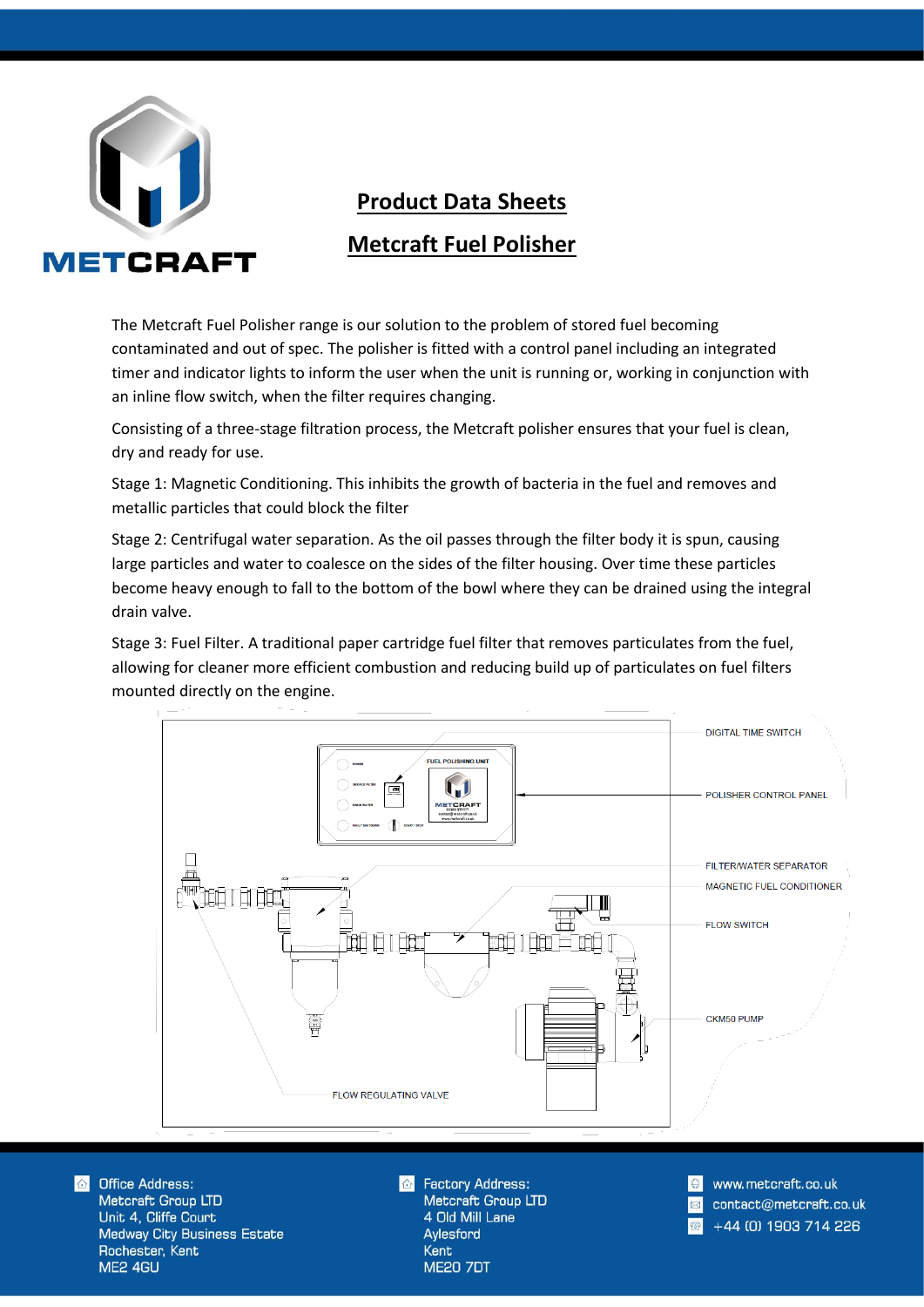# Product Data Sheets

## Metcraft Fuel Polisher

The Metcraft Fuel Polisher range is our solution to the problem of stored fuel becoming contaminated and out of spec. The polisher is fitted with a control panel including an integrated timer and indicator lights to inform the user when the unit is running or, working in conjunction with an inline flow switch, when the filter requires changing.

Consisting of a three-stage filtration process, the Metcraft polisher ensures that your fuel is clean, dry and ready for use.

Stage 1: Magnetic Conditioning. This inhibits the growth of bacteria in the fuel and removes and metallic particles that could block the filter

Stage 2: Centrifugal water separation. As the oil passes through the filter body it is spun, causing large particles and water to coalesce on the sides of the filter housing. Over time these particles become heavy enough to fall to the bottom of the bowl where they can be drained using the integral drain valve.

Stage 3: Fuel Filter. A traditional paper cartridge fuel filter that removes particulates from the fuel, allowing for cleaner more efficient combustion and reducing build up of particulates on fuel filters mounted directly on the engine.

DIGITAL TIME SWITCH

POLISHER CONTROL PANEL

FILTER/WATER SEPARATOR

MAGNETIC FUEL CONDITIONER

FLOW SWITCH

CKM50 PUMP

FLOW REGULATING VALVE

Office Address:
Metcraft Group LTD
Unit 4, Cliffe Court
Medway City Business Estate
Rochester, Kent
ME2 4GU

Factory Address:
Metcraft Group LTD
4 Old Mill Lane
Aylesford
Kent
ME20 7DT

www.metcraft.co.uk
contact@metcraft.co.uk
+44 (0) 1903 714 226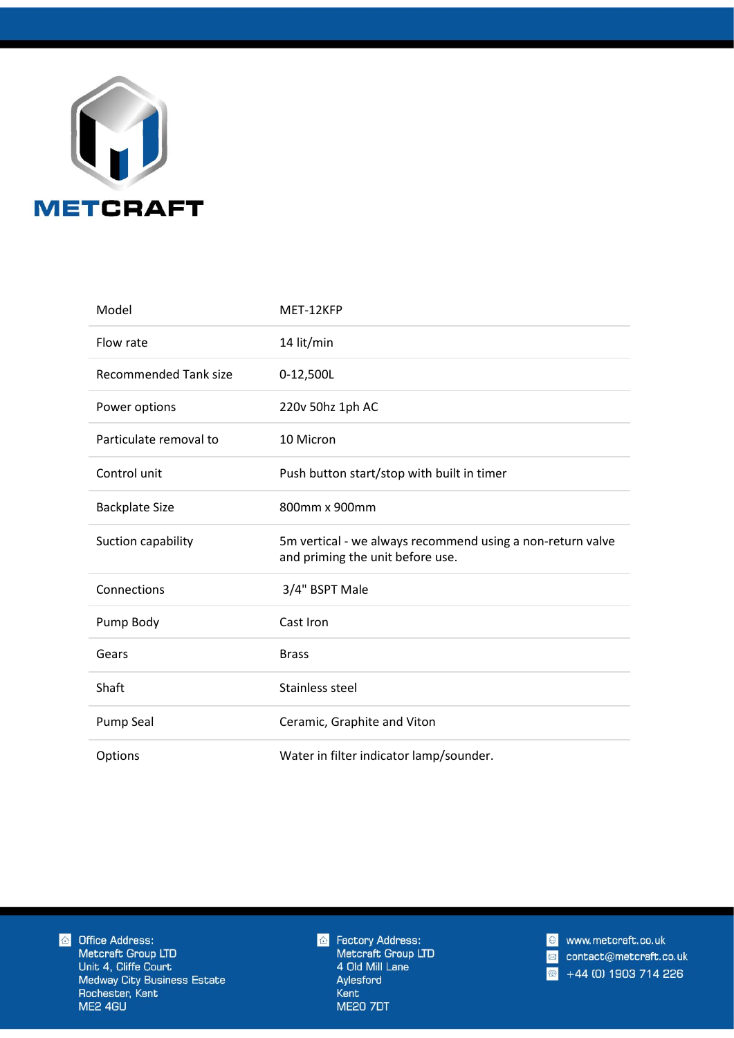METCRAFT

| Model | MET-12KFP |
| --- | --- |
| Flow rate | 14 lit/min |
| Recommended Tank size | 0-12,500L |
| Power options | 220v 50hz 1ph AC |
| Particulate removal to | 10 Micron |
| Control unit | Push button start/stop with built in timer |
| Backplate Size | 800mm x 900mm |
| Suction capability | 5m vertical - we always recommend using a non-return valve and priming the unit before use. |
| Connections | 3/4" BSPT Male |
| Pump Body | Cast Iron |
| Gears | Brass |
| Shaft | Stainless steel |
| Pump Seal | Ceramic, Graphite and Viton |
| Options | Water in filter indicator lamp/sounder. |

Office Address:
Metcraft Group LTD
Unit 4, Cliffe Court
Medway City Business Estate
Rochester, Kent
ME2 4GU

Factory Address:
Metcraft Group LTD
4 Old Mill Lane
Aylesford
Kent
ME20 7DT

www.metcraft.co.uk
contact@metcraft.co.uk
+44 (0) 1903 714 226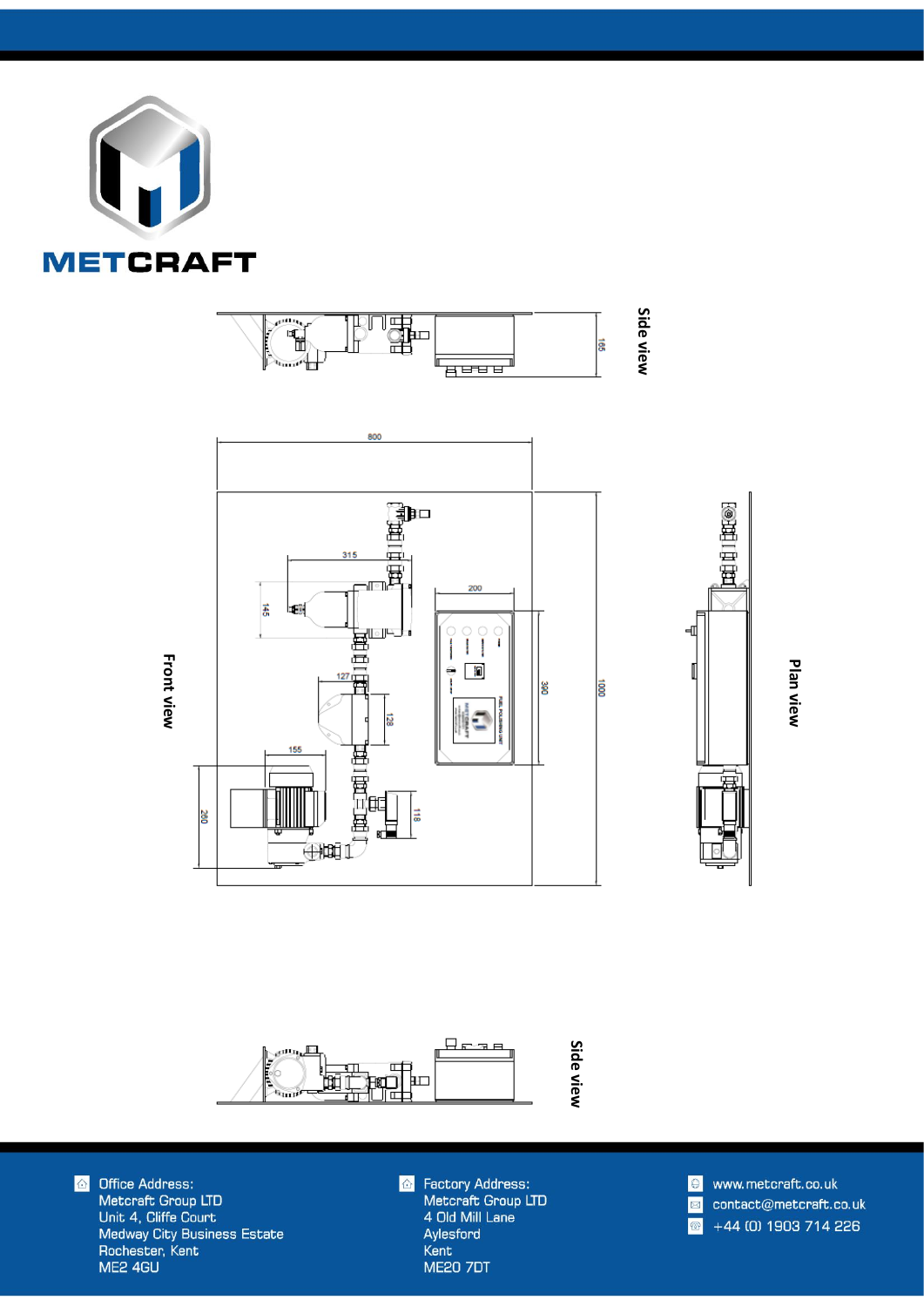METCRAFT

Side view

165

800

315

145

200

127

128

380

1000

155

260

118

Front view

Plan view

Side view

Office Address:
Metcraft Group LTD
Unit 4, Cliffe Court
Medway City Business Estate
Rochester, Kent
ME2 4GU

Factory Address:
Metcraft Group LTD
4 Old Mill Lane
Aylesford
Kent
ME20 7DT

www.metcraft.co.uk
contact@metcraft.co.uk
+44 (0) 1903 714 226